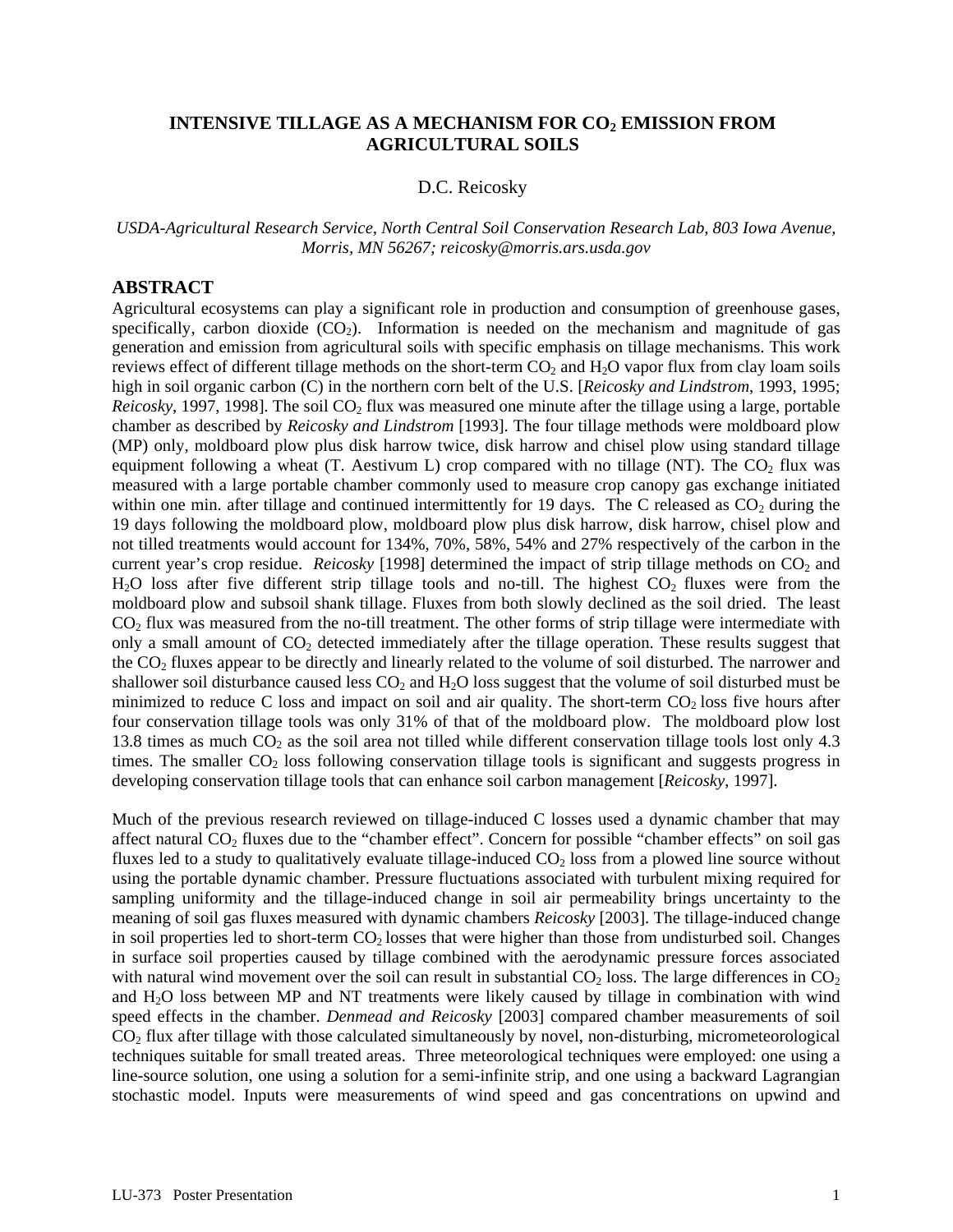# INTENSIVE TILLAGE AS A MECHANISM FOR $CO_2$ EMISSION FROM AGRICULTURAL SOILS

D.C. Reicosky

*USDA-Agricultural Research Service, North Central Soil Conservation Research Lab, 803 Iowa Avenue, Morris, MN 56267; reicosky@morris.ars.usda.gov*

## ABSTRACT

Agricultural ecosystems can play a significant role in production and consumption of greenhouse gases, specifically, carbon dioxide ($CO_2$). Information is needed on the mechanism and magnitude of gas generation and emission from agricultural soils with specific emphasis on tillage mechanisms. This work reviews effect of different tillage methods on the short-term $CO_2$ and $H_2O$ vapor flux from clay loam soils high in soil organic carbon (C) in the northern corn belt of the U.S. [*Reicosky and Lindstrom*, 1993, 1995; *Reicosky*, 1997, 1998]. The soil $CO_2$ flux was measured one minute after the tillage using a large, portable chamber as described by *Reicosky and Lindstrom* [1993]. The four tillage methods were moldboard plow (MP) only, moldboard plow plus disk harrow twice, disk harrow and chisel plow using standard tillage equipment following a wheat (T. Aestivum L) crop compared with no tillage (NT). The $CO_2$ flux was measured with a large portable chamber commonly used to measure crop canopy gas exchange initiated within one min. after tillage and continued intermittently for 19 days. The C released as $CO_2$ during the 19 days following the moldboard plow, moldboard plow plus disk harrow, disk harrow, chisel plow and not tilled treatments would account for 134%, 70%, 58%, 54% and 27% respectively of the carbon in the current year's crop residue. *Reicosky* [1998] determined the impact of strip tillage methods on $CO_2$ and $H_2O$ loss after five different strip tillage tools and no-till. The highest $CO_2$ fluxes were from the moldboard plow and subsoil shank tillage. Fluxes from both slowly declined as the soil dried. The least $CO_2$ flux was measured from the no-till treatment. The other forms of strip tillage were intermediate with only a small amount of $CO_2$ detected immediately after the tillage operation. These results suggest that the $CO_2$ fluxes appear to be directly and linearly related to the volume of soil disturbed. The narrower and shallower soil disturbance caused less $CO_2$ and $H_2O$ loss suggest that the volume of soil disturbed must be minimized to reduce C loss and impact on soil and air quality. The short-term $CO_2$ loss five hours after four conservation tillage tools was only 31% of that of the moldboard plow. The moldboard plow lost 13.8 times as much $CO_2$ as the soil area not tilled while different conservation tillage tools lost only 4.3 times. The smaller $CO_2$ loss following conservation tillage tools is significant and suggests progress in developing conservation tillage tools that can enhance soil carbon management [*Reicosky*, 1997].

Much of the previous research reviewed on tillage-induced C losses used a dynamic chamber that may affect natural $CO_2$ fluxes due to the "chamber effect". Concern for possible "chamber effects" on soil gas fluxes led to a study to qualitatively evaluate tillage-induced $CO_2$ loss from a plowed line source without using the portable dynamic chamber. Pressure fluctuations associated with turbulent mixing required for sampling uniformity and the tillage-induced change in soil air permeability brings uncertainty to the meaning of soil gas fluxes measured with dynamic chambers *Reicosky* [2003]. The tillage-induced change in soil properties led to short-term $CO_2$ losses that were higher than those from undisturbed soil. Changes in surface soil properties caused by tillage combined with the aerodynamic pressure forces associated with natural wind movement over the soil can result in substantial $CO_2$ loss. The large differences in $CO_2$ and $H_2O$ loss between MP and NT treatments were likely caused by tillage in combination with wind speed effects in the chamber. *Denmead and Reicosky* [2003] compared chamber measurements of soil $CO_2$ flux after tillage with those calculated simultaneously by novel, non-disturbing, micrometeorological techniques suitable for small treated areas. Three meteorological techniques were employed: one using a line-source solution, one using a solution for a semi-infinite strip, and one using a backward Lagrangian stochastic model. Inputs were measurements of wind speed and gas concentrations on upwind and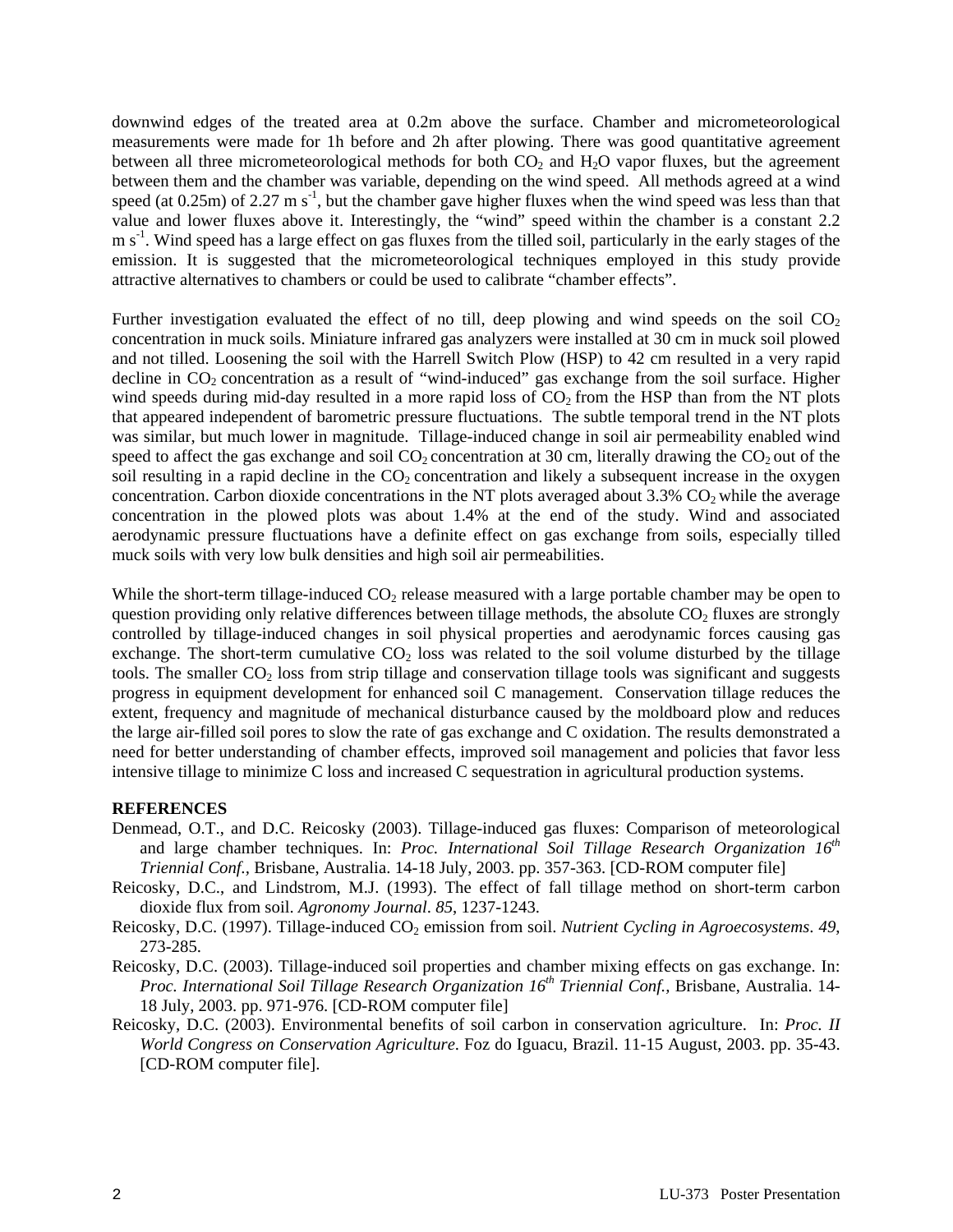downwind edges of the treated area at 0.2m above the surface. Chamber and micrometeorological measurements were made for 1h before and 2h after plowing. There was good quantitative agreement between all three micrometeorological methods for both $CO_2$ and $H_2O$ vapor fluxes, but the agreement between them and the chamber was variable, depending on the wind speed. All methods agreed at a wind speed (at 0.25m) of 2.27 m $s^{-1}$, but the chamber gave higher fluxes when the wind speed was less than that value and lower fluxes above it. Interestingly, the "wind" speed within the chamber is a constant 2.2 m $s^{-1}$. Wind speed has a large effect on gas fluxes from the tilled soil, particularly in the early stages of the emission. It is suggested that the micrometeorological techniques employed in this study provide attractive alternatives to chambers or could be used to calibrate "chamber effects".

Further investigation evaluated the effect of no till, deep plowing and wind speeds on the soil $CO_2$ concentration in muck soils. Miniature infrared gas analyzers were installed at 30 cm in muck soil plowed and not tilled. Loosening the soil with the Harrell Switch Plow (HSP) to 42 cm resulted in a very rapid decline in $CO_2$ concentration as a result of "wind-induced" gas exchange from the soil surface. Higher wind speeds during mid-day resulted in a more rapid loss of $CO_2$ from the HSP than from the NT plots that appeared independent of barometric pressure fluctuations. The subtle temporal trend in the NT plots was similar, but much lower in magnitude. Tillage-induced change in soil air permeability enabled wind speed to affect the gas exchange and soil $CO_2$ concentration at 30 cm, literally drawing the $CO_2$ out of the soil resulting in a rapid decline in the $CO_2$ concentration and likely a subsequent increase in the oxygen concentration. Carbon dioxide concentrations in the NT plots averaged about 3.3% $CO_2$ while the average concentration in the plowed plots was about 1.4% at the end of the study. Wind and associated aerodynamic pressure fluctuations have a definite effect on gas exchange from soils, especially tilled muck soils with very low bulk densities and high soil air permeabilities.

While the short-term tillage-induced $CO_2$ release measured with a large portable chamber may be open to question providing only relative differences between tillage methods, the absolute $CO_2$ fluxes are strongly controlled by tillage-induced changes in soil physical properties and aerodynamic forces causing gas exchange. The short-term cumulative $CO_2$ loss was related to the soil volume disturbed by the tillage tools. The smaller $CO_2$ loss from strip tillage and conservation tillage tools was significant and suggests progress in equipment development for enhanced soil C management. Conservation tillage reduces the extent, frequency and magnitude of mechanical disturbance caused by the moldboard plow and reduces the large air-filled soil pores to slow the rate of gas exchange and C oxidation. The results demonstrated a need for better understanding of chamber effects, improved soil management and policies that favor less intensive tillage to minimize C loss and increased C sequestration in agricultural production systems.

**REFERENCES**

Denmead, O.T., and D.C. Reicosky (2003). Tillage-induced gas fluxes: Comparison of meteorological and large chamber techniques. In: *Proc. International Soil Tillage Research Organization 16th Triennial Conf.*, Brisbane, Australia. 14-18 July, 2003. pp. 357-363. [CD-ROM computer file]

Reicosky, D.C., and Lindstrom, M.J. (1993). The effect of fall tillage method on short-term carbon dioxide flux from soil. *Agronomy Journal*. *85*, 1237-1243.

Reicosky, D.C. (1997). Tillage-induced $CO_2$ emission from soil. *Nutrient Cycling in Agroecosystems*. *49*, 273-285.

Reicosky, D.C. (2003). Tillage-induced soil properties and chamber mixing effects on gas exchange. In: *Proc. International Soil Tillage Research Organization 16th Triennial Conf.*, Brisbane, Australia. 14-18 July, 2003. pp. 971-976. [CD-ROM computer file]

Reicosky, D.C. (2003). Environmental benefits of soil carbon in conservation agriculture. In: *Proc. II World Congress on Conservation Agriculture*. Foz do Iguacu, Brazil. 11-15 August, 2003. pp. 35-43. [CD-ROM computer file].